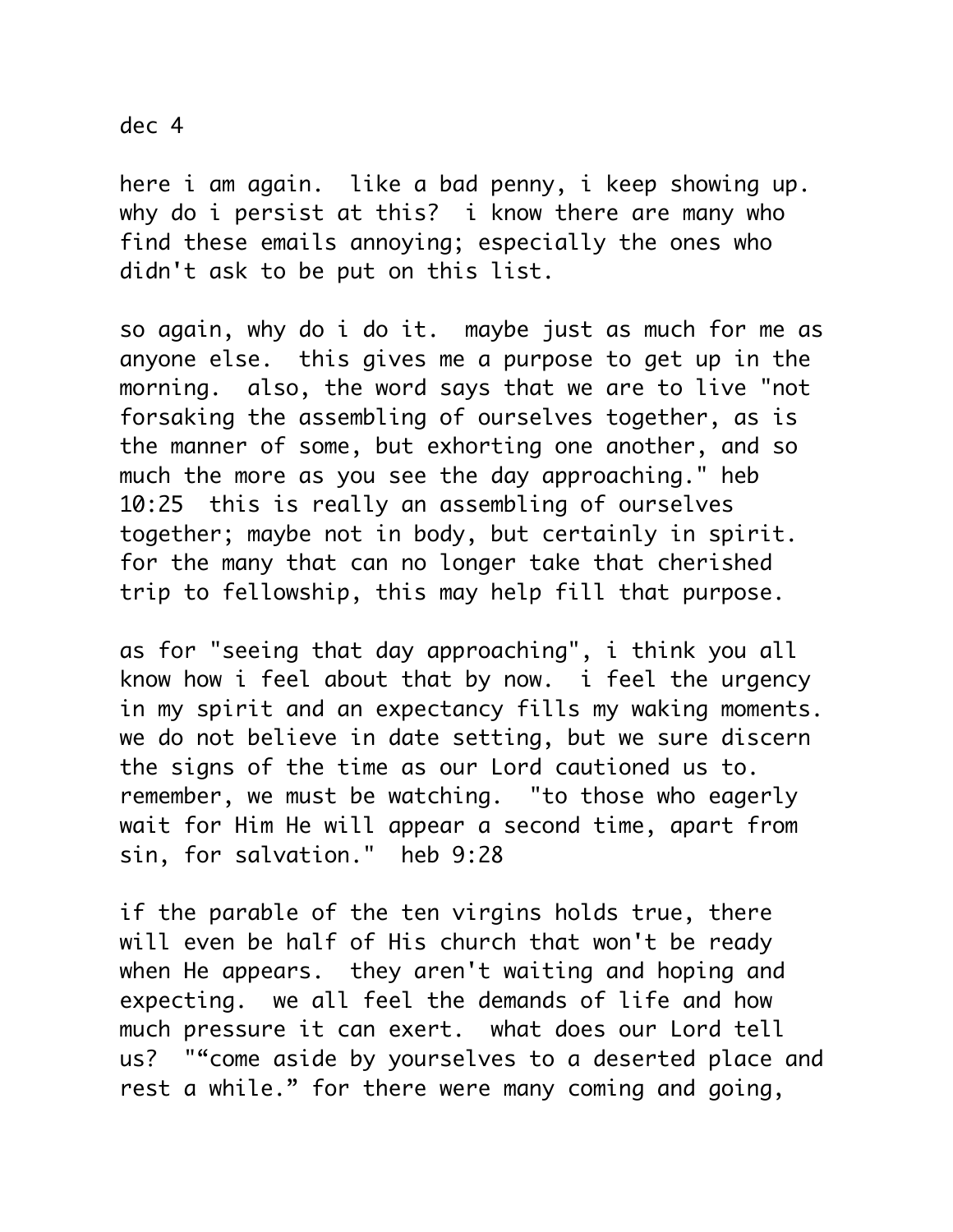dec 4

here i am again.  like a bad penny, i keep showing up.  why do i persist at this?  i know there are many who find these emails annoying; especially the ones who didn't ask to be put on this list.

so again, why do i do it.  maybe just as much for me as anyone else.  this gives me a purpose to get up in the morning.  also, the word says that we are to live "not forsaking the assembling of ourselves together, as is the manner of some, but exhorting one another, and so much the more as you see the day approaching." heb 10:25  this is really an assembling of ourselves together; maybe not in body, but certainly in spirit.  for the many that can no longer take that cherished trip to fellowship, this may help fill that purpose.

as for "seeing that day approaching", i think you all know how i feel about that by now.  i feel the urgency in my spirit and an expectancy fills my waking moments.  we do not believe in date setting, but we sure discern the signs of the time as our Lord cautioned us to.  remember, we must be watching.  "to those who eagerly wait for Him He will appear a second time, apart from sin, for salvation."  heb 9:28

if the parable of the ten virgins holds true, there will even be half of His church that won't be ready when He appears.  they aren't waiting and hoping and expecting.  we all feel the demands of life and how much pressure it can exert.  what does our Lord tell us?  "“come aside by yourselves to a deserted place and rest a while.” for there were many coming and going,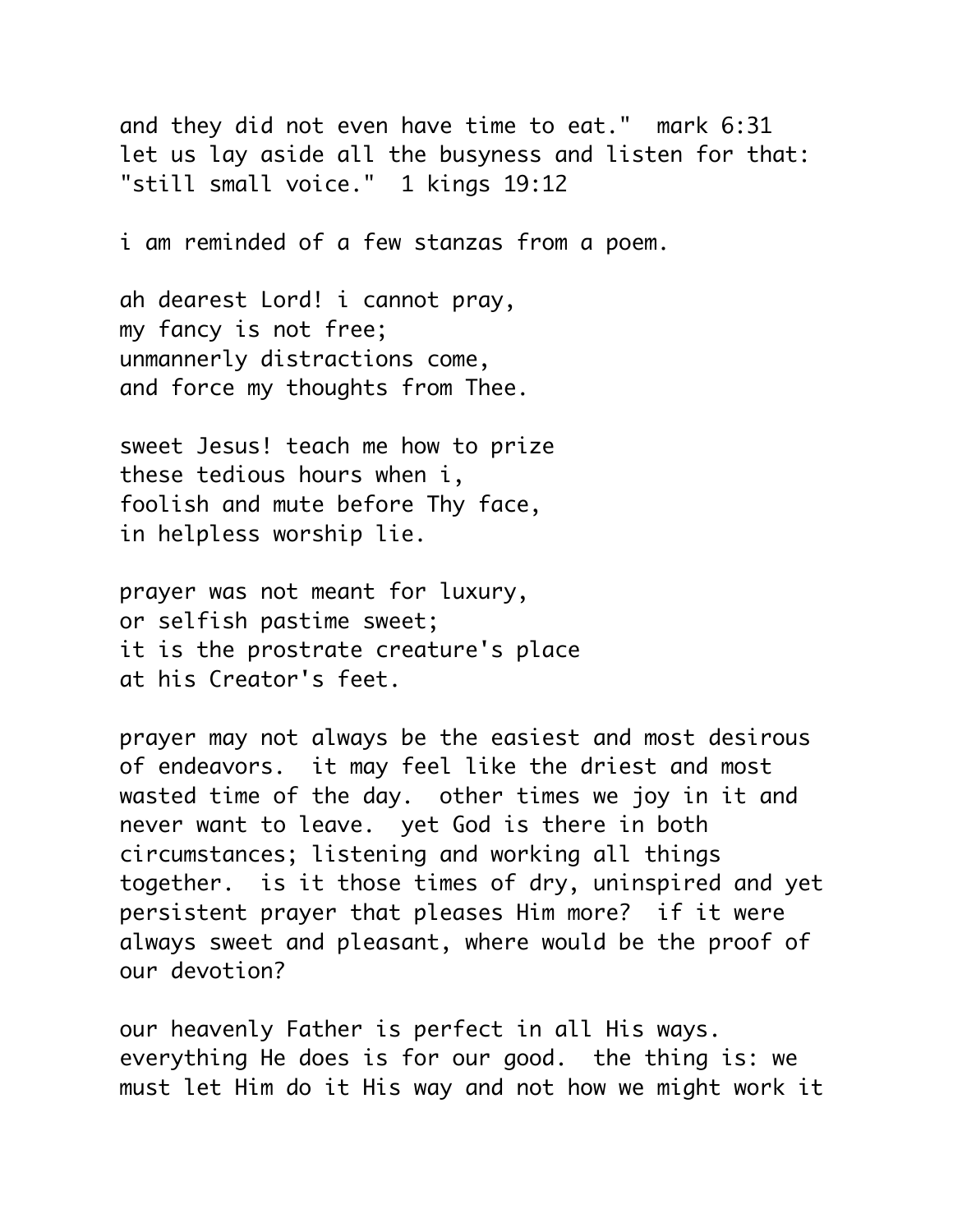and they did not even have time to eat."  mark 6:31
let us lay aside all the busyness and listen for that: "still small voice."  1 kings 19:12

i am reminded of a few stanzas from a poem.

ah dearest Lord! i cannot pray,  
my fancy is not free;  
unmannerly distractions come,  
and force my thoughts from Thee.

sweet Jesus! teach me how to prize  
these tedious hours when i,  
foolish and mute before Thy face,  
in helpless worship lie.

prayer was not meant for luxury,  
or selfish pastime sweet;  
it is the prostrate creature's place  
at his Creator's feet.

prayer may not always be the easiest and most desirous of endeavors.  it may feel like the driest and most wasted time of the day.  other times we joy in it and never want to leave.  yet God is there in both circumstances; listening and working all things together.  is it those times of dry, uninspired and yet persistent prayer that pleases Him more?  if it were always sweet and pleasant, where would be the proof of our devotion?

our heavenly Father is perfect in all His ways.  everything He does is for our good.  the thing is: we must let Him do it His way and not how we might work it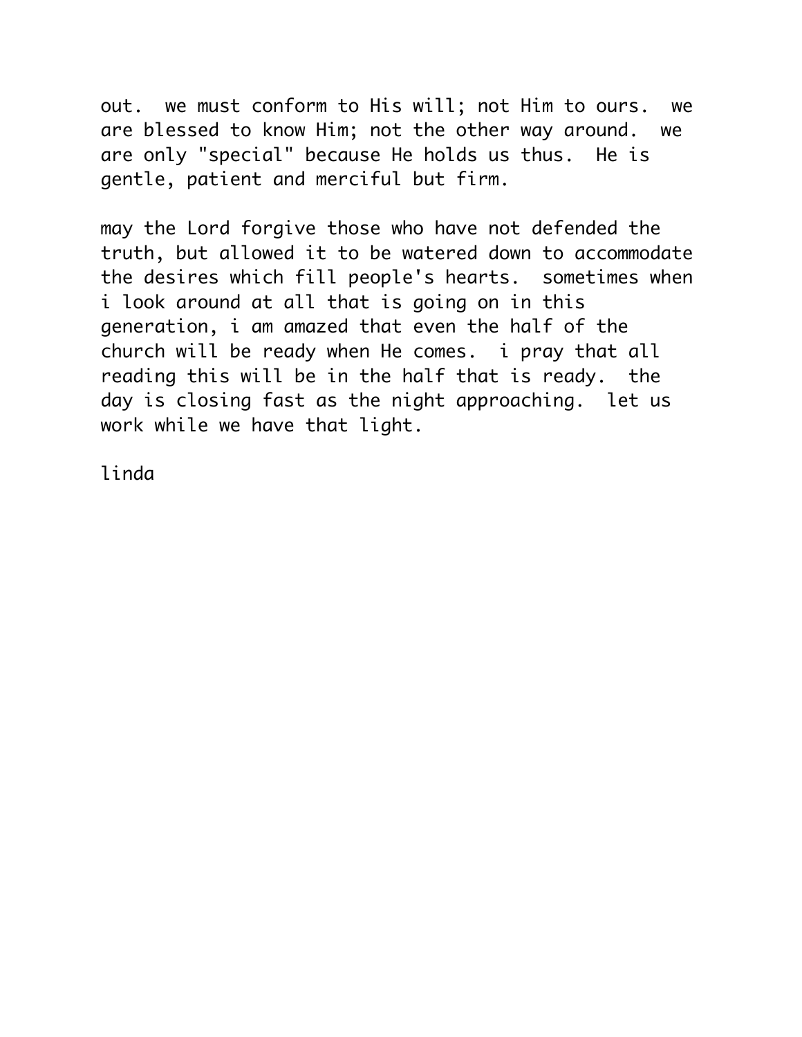out. we must conform to His will; not Him to ours. we are blessed to know Him; not the other way around. we are only "special" because He holds us thus. He is gentle, patient and merciful but firm.

may the Lord forgive those who have not defended the truth, but allowed it to be watered down to accommodate the desires which fill people's hearts. sometimes when i look around at all that is going on in this generation, i am amazed that even the half of the church will be ready when He comes. i pray that all reading this will be in the half that is ready. the day is closing fast as the night approaching. let us work while we have that light.

linda